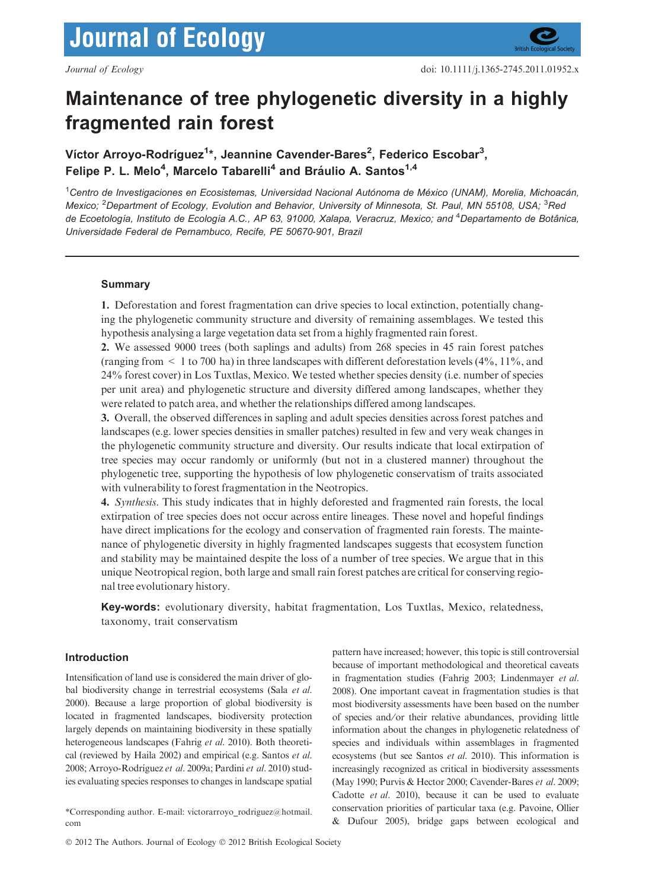# Maintenance of tree phylogenetic diversity in a highly fragmented rain forest

**Víctor Arroyo-Rodríguez[1]*, Jeannine Cavender-Bares[2], Federico Escobar[3], Felipe P. L. Melo[4], Marcelo Tabarelli[4] and Bráulio A. Santos[1,4]**

[1]*Centro de Investigaciones en Ecosistemas, Universidad Nacional Autónoma de México (UNAM), Morelia, Michoacán, Mexico;* [2]*Department of Ecology, Evolution and Behavior, University of Minnesota, St. Paul, MN 55108, USA;* [3]*Red de Ecoetología, Instituto de Ecología A.C., AP 63, 91000, Xalapa, Veracruz, Mexico; and* [4]*Departamento de Botânica, Universidade Federal de Pernambuco, Recife, PE 50670-901, Brazil*

## Summary

**1.** Deforestation and forest fragmentation can drive species to local extinction, potentially changing the phylogenetic community structure and diversity of remaining assemblages. We tested this hypothesis analysing a large vegetation data set from a highly fragmented rain forest.

**2.** We assessed 9000 trees (both saplings and adults) from 268 species in 45 rain forest patches (ranging from < 1 to 700 ha) in three landscapes with different deforestation levels (4%, 11%, and 24% forest cover) in Los Tuxtlas, Mexico. We tested whether species density (i.e. number of species per unit area) and phylogenetic structure and diversity differed among landscapes, whether they were related to patch area, and whether the relationships differed among landscapes.

**3.** Overall, the observed differences in sapling and adult species densities across forest patches and landscapes (e.g. lower species densities in smaller patches) resulted in few and very weak changes in the phylogenetic community structure and diversity. Our results indicate that local extirpation of tree species may occur randomly or uniformly (but not in a clustered manner) throughout the phylogenetic tree, supporting the hypothesis of low phylogenetic conservatism of traits associated with vulnerability to forest fragmentation in the Neotropics.

**4.** *Synthesis*. This study indicates that in highly deforested and fragmented rain forests, the local extirpation of tree species does not occur across entire lineages. These novel and hopeful findings have direct implications for the ecology and conservation of fragmented rain forests. The maintenance of phylogenetic diversity in highly fragmented landscapes suggests that ecosystem function and stability may be maintained despite the loss of a number of tree species. We argue that in this unique Neotropical region, both large and small rain forest patches are critical for conserving regional tree evolutionary history.

**Key-words:** evolutionary diversity, habitat fragmentation, Los Tuxtlas, Mexico, relatedness, taxonomy, trait conservatism

## Introduction

Intensification of land use is considered the main driver of global biodiversity change in terrestrial ecosystems (Sala *et al.* 2000). Because a large proportion of global biodiversity is located in fragmented landscapes, biodiversity protection largely depends on maintaining biodiversity in these spatially heterogeneous landscapes (Fahrig *et al.* 2010). Both theoretical (reviewed by Haila 2002) and empirical (e.g. Santos *et al.* 2008; Arroyo-Rodríguez *et al.* 2009a; Pardini *et al.* 2010) studies evaluating species responses to changes in landscape spatial pattern have increased; however, this topic is still controversial because of important methodological and theoretical caveats in fragmentation studies (Fahrig 2003; Lindenmayer *et al.* 2008). One important caveat in fragmentation studies is that most biodiversity assessments have been based on the number of species and/or their relative abundances, providing little information about the changes in phylogenetic relatedness of species and individuals within assemblages in fragmented ecosystems (but see Santos *et al.* 2010). This information is increasingly recognized as critical in biodiversity assessments (May 1990; Purvis & Hector 2000; Cavender-Bares *et al.* 2009; Cadotte *et al.* 2010), because it can be used to evaluate conservation priorities of particular taxa (e.g. Pavoine, Ollier & Dufour 2005), bridge gaps between ecological and

*Corresponding author. E-mail: victorarroyo_rodriguez@hotmail.com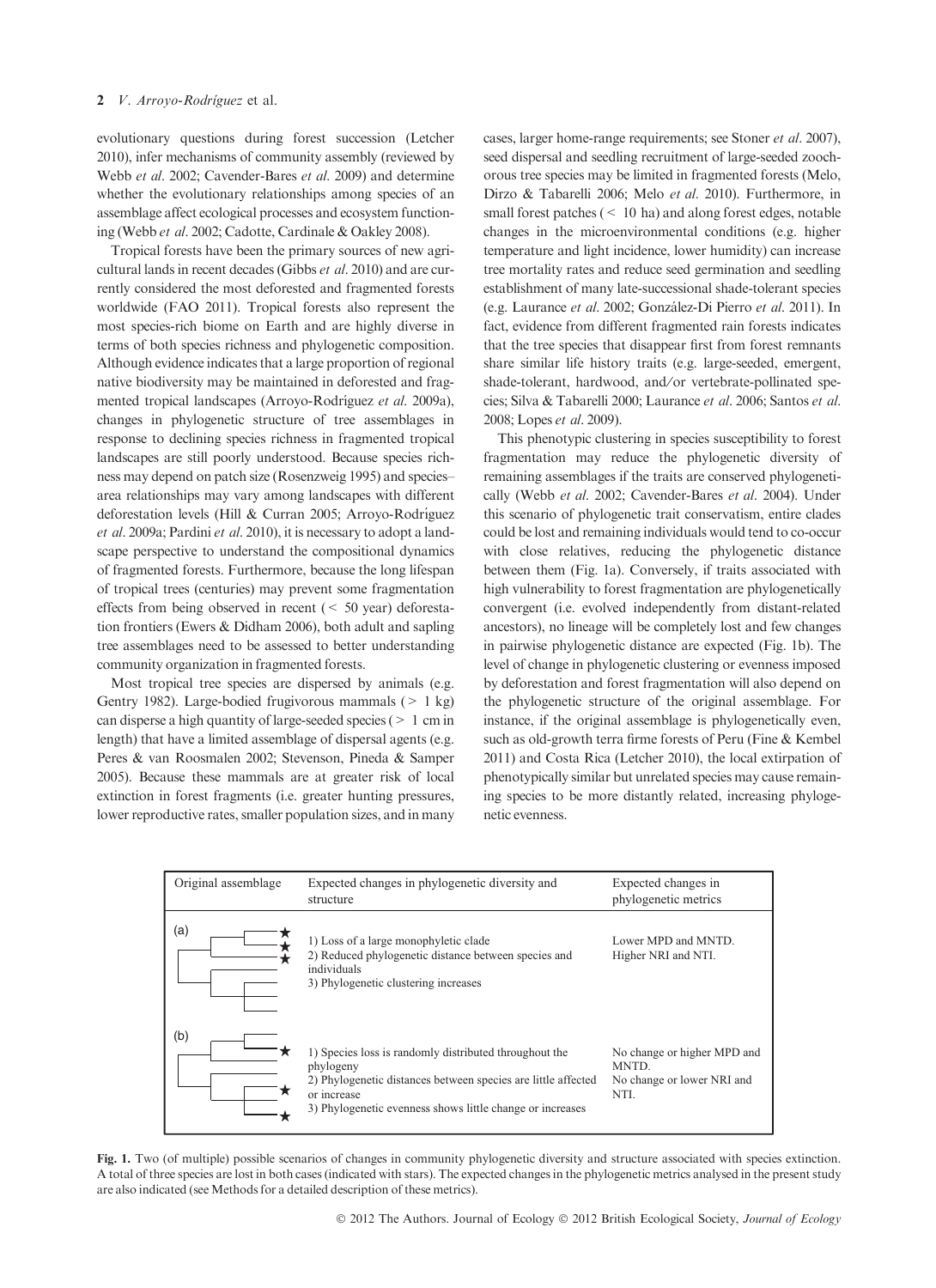evolutionary questions during forest succession (Letcher 2010), infer mechanisms of community assembly (reviewed by Webb *et al*. 2002; Cavender-Bares *et al*. 2009) and determine whether the evolutionary relationships among species of an assemblage affect ecological processes and ecosystem functioning (Webb *et al*. 2002; Cadotte, Cardinale & Oakley 2008).

Tropical forests have been the primary sources of new agricultural lands in recent decades (Gibbs *et al*. 2010) and are currently considered the most deforested and fragmented forests worldwide (FAO 2011). Tropical forests also represent the most species-rich biome on Earth and are highly diverse in terms of both species richness and phylogenetic composition. Although evidence indicates that a large proportion of regional native biodiversity may be maintained in deforested and fragmented tropical landscapes (Arroyo-Rodríguez *et al*. 2009a), changes in phylogenetic structure of tree assemblages in response to declining species richness in fragmented tropical landscapes are still poorly understood. Because species richness may depend on patch size (Rosenzweig 1995) and species–area relationships may vary among landscapes with different deforestation levels (Hill & Curran 2005; Arroyo-Rodríguez *et al*. 2009a; Pardini *et al*. 2010), it is necessary to adopt a landscape perspective to understand the compositional dynamics of fragmented forests. Furthermore, because the long lifespan of tropical trees (centuries) may prevent some fragmentation effects from being observed in recent (< 50 year) deforestation frontiers (Ewers & Didham 2006), both adult and sapling tree assemblages need to be assessed to better understanding community organization in fragmented forests.

Most tropical tree species are dispersed by animals (e.g. Gentry 1982). Large-bodied frugivorous mammals (> 1 kg) can disperse a high quantity of large-seeded species (> 1 cm in length) that have a limited assemblage of dispersal agents (e.g. Peres & van Roosmalen 2002; Stevenson, Pineda & Samper 2005). Because these mammals are at greater risk of local extinction in forest fragments (i.e. greater hunting pressures, lower reproductive rates, smaller population sizes, and in many cases, larger home-range requirements; see Stoner *et al*. 2007), seed dispersal and seedling recruitment of large-seeded zoochorous tree species may be limited in fragmented forests (Melo, Dirzo & Tabarelli 2006; Melo *et al*. 2010). Furthermore, in small forest patches (< 10 ha) and along forest edges, notable changes in the microenvironmental conditions (e.g. higher temperature and light incidence, lower humidity) can increase tree mortality rates and reduce seed germination and seedling establishment of many late-successional shade-tolerant species (e.g. Laurance *et al*. 2002; González-Di Pierro *et al*. 2011). In fact, evidence from different fragmented rain forests indicates that the tree species that disappear first from forest remnants share similar life history traits (e.g. large-seeded, emergent, shade-tolerant, hardwood, and/or vertebrate-pollinated species; Silva & Tabarelli 2000; Laurance *et al*. 2006; Santos *et al*. 2008; Lopes *et al*. 2009).

This phenotypic clustering in species susceptibility to forest fragmentation may reduce the phylogenetic diversity of remaining assemblages if the traits are conserved phylogenetically (Webb *et al*. 2002; Cavender-Bares *et al*. 2004). Under this scenario of phylogenetic trait conservatism, entire clades could be lost and remaining individuals would tend to co-occur with close relatives, reducing the phylogenetic distance between them (Fig. 1a). Conversely, if traits associated with high vulnerability to forest fragmentation are phylogenetically convergent (i.e. evolved independently from distant-related ancestors), no lineage will be completely lost and few changes in pairwise phylogenetic distance are expected (Fig. 1b). The level of change in phylogenetic clustering or evenness imposed by deforestation and forest fragmentation will also depend on the phylogenetic structure of the original assemblage. For instance, if the original assemblage is phylogenetically even, such as old-growth terra firme forests of Peru (Fine & Kembel 2011) and Costa Rica (Letcher 2010), the local extirpation of phenotypically similar but unrelated species may cause remaining species to be more distantly related, increasing phylogenetic evenness.

| Original assemblage | Expected changes in phylogenetic diversity and structure | Expected changes in phylogenetic metrics |
| --- | --- | --- |
| (a) | 1) Loss of a large monophyletic clade<br>2) Reduced phylogenetic distance between species and individuals<br>3) Phylogenetic clustering increases | Lower MPD and MNTD.<br>Higher NRI and NTI. |
| (b) | 1) Species loss is randomly distributed throughout the phylogeny<br>2) Phylogenetic distances between species are little affected or increase<br>3) Phylogenetic evenness shows little change or increases | No change or higher MPD and MNTD.<br>No change or lower NRI and NTI. |

**Fig. 1.** Two (of multiple) possible scenarios of changes in community phylogenetic diversity and structure associated with species extinction. A total of three species are lost in both cases (indicated with stars). The expected changes in the phylogenetic metrics analysed in the present study are also indicated (see Methods for a detailed description of these metrics).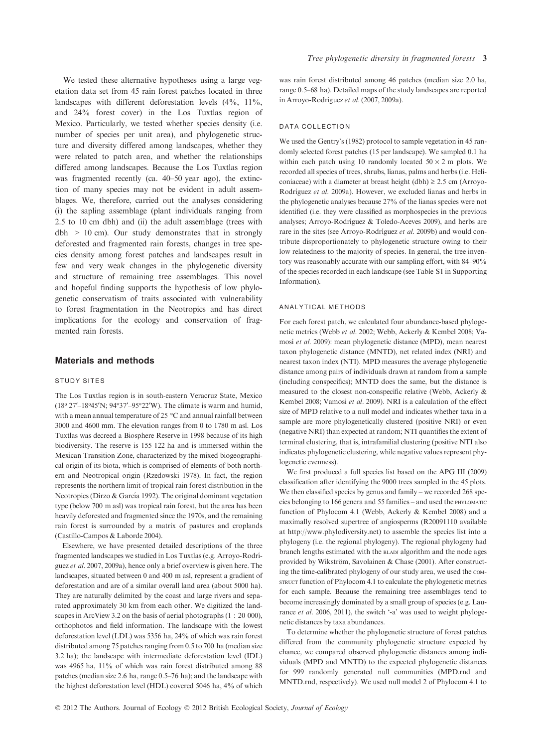We tested these alternative hypotheses using a large vegetation data set from 45 rain forest patches located in three landscapes with different deforestation levels (4%, 11%, and 24% forest cover) in the Los Tuxtlas region of Mexico. Particularly, we tested whether species density (i.e. number of species per unit area), and phylogenetic structure and diversity differed among landscapes, whether they were related to patch area, and whether the relationships differed among landscapes. Because the Los Tuxtlas region was fragmented recently (ca. 40–50 year ago), the extinction of many species may not be evident in adult assemblages. We, therefore, carried out the analyses considering (i) the sapling assemblage (plant individuals ranging from 2.5 to 10 cm dbh) and (ii) the adult assemblage (trees with dbh > 10 cm). Our study demonstrates that in strongly deforested and fragmented rain forests, changes in tree species density among forest patches and landscapes result in few and very weak changes in the phylogenetic diversity and structure of remaining tree assemblages. This novel and hopeful finding supports the hypothesis of low phylogenetic conservatism of traits associated with vulnerability to forest fragmentation in the Neotropics and has direct implications for the ecology and conservation of fragmented rain forests.

## Materials and methods

### STUDY SITES

The Los Tuxtlas region is in south-eastern Veracruz State, Mexico (18º 27′–18º45′N; 94°37′–95°22′W). The climate is warm and humid, with a mean annual temperature of 25 °C and annual rainfall between 3000 and 4600 mm. The elevation ranges from 0 to 1780 m asl. Los Tuxtlas was decreed a Biosphere Reserve in 1998 because of its high biodiversity. The reserve is 155 122 ha and is immersed within the Mexican Transition Zone, characterized by the mixed biogeographical origin of its biota, which is comprised of elements of both northern and Neotropical origin (Rzedowski 1978). In fact, the region represents the northern limit of tropical rain forest distribution in the Neotropics (Dirzo & García 1992). The original dominant vegetation type (below 700 m asl) was tropical rain forest, but the area has been heavily deforested and fragmented since the 1970s, and the remaining rain forest is surrounded by a matrix of pastures and croplands (Castillo-Campos & Laborde 2004).

Elsewhere, we have presented detailed descriptions of the three fragmented landscapes we studied in Los Tuxtlas (e.g. Arroyo-Rodríguez *et al.* 2007, 2009a), hence only a brief overview is given here. The landscapes, situated between 0 and 400 m asl, represent a gradient of deforestation and are of a similar overall land area (about 5000 ha). They are naturally delimited by the coast and large rivers and separated approximately 30 km from each other. We digitized the landscapes in ArcView 3.2 on the basis of aerial photographs (1 : 20 000), orthophotos and field information. The landscape with the lowest deforestation level (LDL) was 5356 ha, 24% of which was rain forest distributed among 75 patches ranging from 0.5 to 700 ha (median size 3.2 ha); the landscape with intermediate deforestation level (IDL) was 4965 ha, 11% of which was rain forest distributed among 88 patches (median size 2.6 ha, range 0.5–76 ha); and the landscape with the highest deforestation level (HDL) covered 5046 ha, 4% of which was rain forest distributed among 46 patches (median size 2.0 ha, range 0.5–68 ha). Detailed maps of the study landscapes are reported in Arroyo-Rodríguez *et al.* (2007, 2009a).

### DATA COLLECTION

We used the Gentry's (1982) protocol to sample vegetation in 45 randomly selected forest patches (15 per landscape). We sampled 0.1 ha within each patch using 10 randomly located 50 × 2 m plots. We recorded all species of trees, shrubs, lianas, palms and herbs (i.e. Heliconiaceae) with a diameter at breast height (dbh) ≥ 2.5 cm (Arroyo-Rodríguez *et al.* 2009a). However, we excluded lianas and herbs in the phylogenetic analyses because 27% of the lianas species were not identified (i.e. they were classified as morphospecies in the previous analyses; Arroyo-Rodríguez & Toledo-Aceves 2009), and herbs are rare in the sites (see Arroyo-Rodríguez *et al.* 2009b) and would contribute disproportionately to phylogenetic structure owing to their low relatedness to the majority of species. In general, the tree inventory was reasonably accurate with our sampling effort, with 84–90% of the species recorded in each landscape (see Table S1 in Supporting Information).

### ANALYTICAL METHODS

For each forest patch, we calculated four abundance-based phylogenetic metrics (Webb *et al.* 2002; Webb, Ackerly & Kembel 2008; Vamosi *et al.* 2009): mean phylogenetic distance (MPD), mean nearest taxon phylogenetic distance (MNTD), net related index (NRI) and nearest taxon index (NTI). MPD measures the average phylogenetic distance among pairs of individuals drawn at random from a sample (including conspecifics); MNTD does the same, but the distance is measured to the closest non-conspecific relative (Webb, Ackerly & Kembel 2008; Vamosi *et al.* 2009). NRI is a calculation of the effect size of MPD relative to a null model and indicates whether taxa in a sample are more phylogenetically clustered (positive NRI) or even (negative NRI) than expected at random; NTI quantifies the extent of terminal clustering, that is, intrafamilial clustering (positive NTI also indicates phylogenetic clustering, while negative values represent phylogenetic evenness).

We first produced a full species list based on the APG III (2009) classification after identifying the 9000 trees sampled in the 45 plots. We then classified species by genus and family – we recorded 268 species belonging to 166 genera and 55 families – and used the PHYLOMATIC function of Phylocom 4.1 (Webb, Ackerly & Kembel 2008) and a maximally resolved supertree of angiosperms (R20091110 available at http://www.phylodiversity.net) to assemble the species list into a phylogeny (i.e. the regional phylogeny). The regional phylogeny had branch lengths estimated with the BLADJ algorithm and the node ages provided by Wikström, Savolainen & Chase (2001). After constructing the time-calibrated phylogeny of our study area, we used the COMSTRUCT function of Phylocom 4.1 to calculate the phylogenetic metrics for each sample. Because the remaining tree assemblages tend to become increasingly dominated by a small group of species (e.g. Laurance *et al.* 2006, 2011), the switch '-a' was used to weight phylogenetic distances by taxa abundances.

To determine whether the phylogenetic structure of forest patches differed from the community phylogenetic structure expected by chance, we compared observed phylogenetic distances among individuals (MPD and MNTD) to the expected phylogenetic distances for 999 randomly generated null communities (MPD.rnd and MNTD.rnd, respectively). We used null model 2 of Phylocom 4.1 to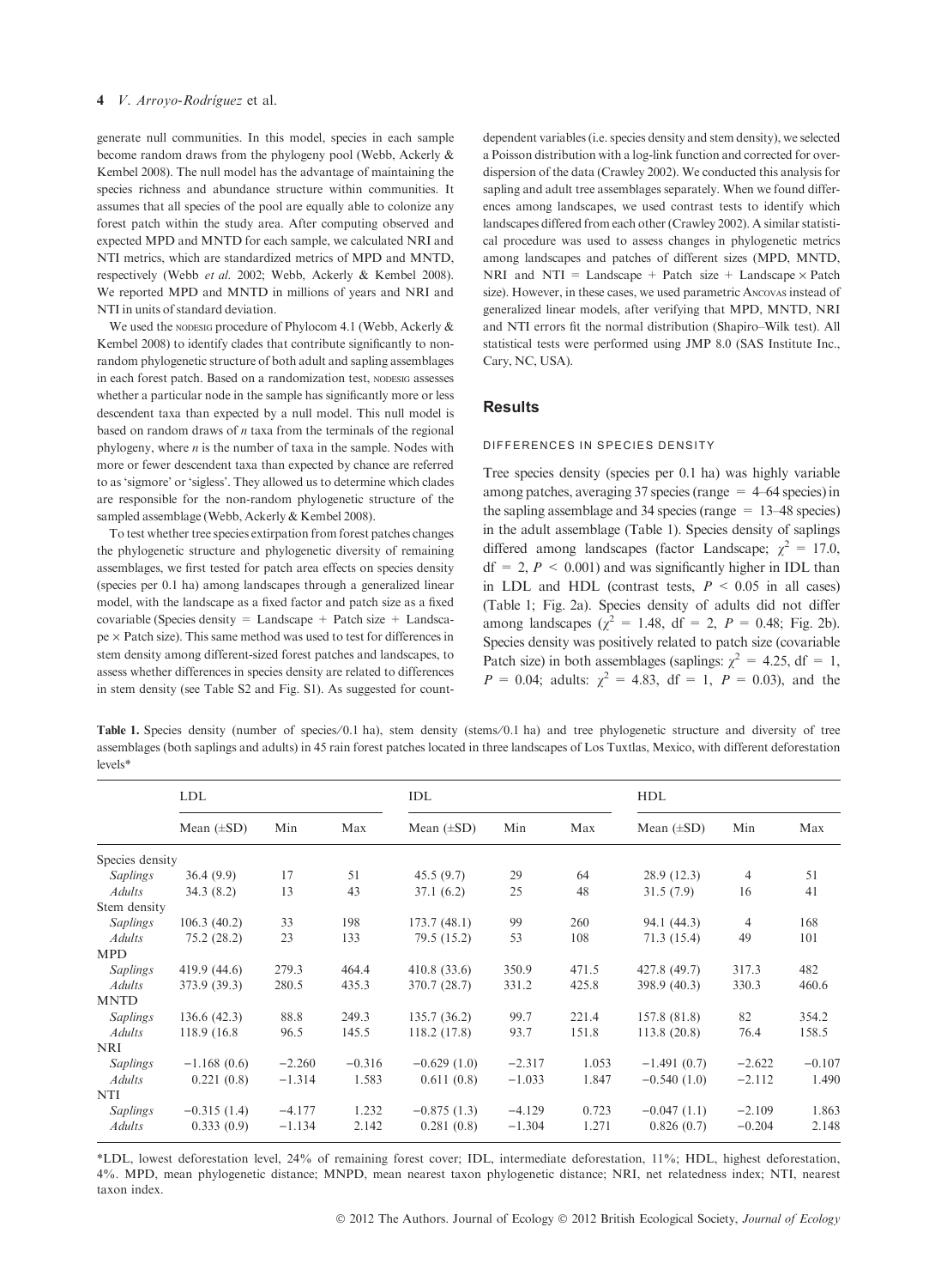generate null communities. In this model, species in each sample become random draws from the phylogeny pool (Webb, Ackerly & Kembel 2008). The null model has the advantage of maintaining the species richness and abundance structure within communities. It assumes that all species of the pool are equally able to colonize any forest patch within the study area. After computing observed and expected MPD and MNTD for each sample, we calculated NRI and NTI metrics, which are standardized metrics of MPD and MNTD, respectively (Webb *et al.* 2002; Webb, Ackerly & Kembel 2008). We reported MPD and MNTD in millions of years and NRI and NTI in units of standard deviation.

We used the NODESIG procedure of Phylocom 4.1 (Webb, Ackerly & Kembel 2008) to identify clades that contribute significantly to non-random phylogenetic structure of both adult and sapling assemblages in each forest patch. Based on a randomization test, NODESIG assesses whether a particular node in the sample has significantly more or less descendent taxa than expected by a null model. This null model is based on random draws of *n* taxa from the terminals of the regional phylogeny, where *n* is the number of taxa in the sample. Nodes with more or fewer descendent taxa than expected by chance are referred to as 'sigmore' or 'sigless'. They allowed us to determine which clades are responsible for the non-random phylogenetic structure of the sampled assemblage (Webb, Ackerly & Kembel 2008).

To test whether tree species extirpation from forest patches changes the phylogenetic structure and phylogenetic diversity of remaining assemblages, we first tested for patch area effects on species density (species per 0.1 ha) among landscapes through a generalized linear model, with the landscape as a fixed factor and patch size as a fixed covariable (Species density = Landscape + Patch size + Landscape × Patch size). This same method was used to test for differences in stem density among different-sized forest patches and landscapes, to assess whether differences in species density are related to differences in stem density (see Table S2 and Fig. S1). As suggested for count-dependent variables (i.e. species density and stem density), we selected a Poisson distribution with a log-link function and corrected for over-dispersion of the data (Crawley 2002). We conducted this analysis for sapling and adult tree assemblages separately. When we found differences among landscapes, we used contrast tests to identify which landscapes differed from each other (Crawley 2002). A similar statistical procedure was used to assess changes in phylogenetic metrics among landscapes and patches of different sizes (MPD, MNTD, NRI and NTI = Landscape + Patch size + Landscape × Patch size). However, in these cases, we used parametric ANCOVAS instead of generalized linear models, after verifying that MPD, MNTD, NRI and NTI errors fit the normal distribution (Shapiro–Wilk test). All statistical tests were performed using JMP 8.0 (SAS Institute Inc., Cary, NC, USA).

## Results

### DIFFERENCES IN SPECIES DENSITY

Tree species density (species per 0.1 ha) was highly variable among patches, averaging 37 species (range = 4–64 species) in the sapling assemblage and 34 species (range = 13–48 species) in the adult assemblage (Table 1). Species density of saplings differed among landscapes (factor Landscape; $\chi^2 = 17.0$, df = 2, $P < 0.001$) and was significantly higher in IDL than in LDL and HDL (contrast tests, $P < 0.05$ in all cases) (Table 1; Fig. 2a). Species density of adults did not differ among landscapes ($\chi^2 = 1.48$, df = 2, $P = 0.48$; Fig. 2b). Species density was positively related to patch size (covariable Patch size) in both assemblages (saplings: $\chi^2 = 4.25$, df = 1, $P = 0.04$; adults: $\chi^2 = 4.83$, df = 1, $P = 0.03$), and the

**Table 1.** Species density (number of species/0.1 ha), stem density (stems/0.1 ha) and tree phylogenetic structure and diversity of tree assemblages (both saplings and adults) in 45 rain forest patches located in three landscapes of Los Tuxtlas, Mexico, with different deforestation levels*

| | LDL | | | IDL | | | HDL | | |
|---|---|---|---|---|---|---|---|---|---|
| | Mean (±SD) | Min | Max | Mean (±SD) | Min | Max | Mean (±SD) | Min | Max |
| Species density | | | | | | | | | |
| *Saplings* | 36.4 (9.9) | 17 | 51 | 45.5 (9.7) | 29 | 64 | 28.9 (12.3) | 4 | 51 |
| *Adults* | 34.3 (8.2) | 13 | 43 | 37.1 (6.2) | 25 | 48 | 31.5 (7.9) | 16 | 41 |
| Stem density | | | | | | | | | |
| *Saplings* | 106.3 (40.2) | 33 | 198 | 173.7 (48.1) | 99 | 260 | 94.1 (44.3) | 4 | 168 |
| *Adults* | 75.2 (28.2) | 23 | 133 | 79.5 (15.2) | 53 | 108 | 71.3 (15.4) | 49 | 101 |
| MPD | | | | | | | | | |
| *Saplings* | 419.9 (44.6) | 279.3 | 464.4 | 410.8 (33.6) | 350.9 | 471.5 | 427.8 (49.7) | 317.3 | 482 |
| *Adults* | 373.9 (39.3) | 280.5 | 435.3 | 370.7 (28.7) | 331.2 | 425.8 | 398.9 (40.3) | 330.3 | 460.6 |
| MNTD | | | | | | | | | |
| *Saplings* | 136.6 (42.3) | 88.8 | 249.3 | 135.7 (36.2) | 99.7 | 221.4 | 157.8 (81.8) | 82 | 354.2 |
| *Adults* | 118.9 (16.8 | 96.5 | 145.5 | 118.2 (17.8) | 93.7 | 151.8 | 113.8 (20.8) | 76.4 | 158.5 |
| NRI | | | | | | | | | |
| *Saplings* | −1.168 (0.6) | −2.260 | −0.316 | −0.629 (1.0) | −2.317 | 1.053 | −1.491 (0.7) | −2.622 | −0.107 |
| *Adults* | 0.221 (0.8) | −1.314 | 1.583 | 0.611 (0.8) | −1.033 | 1.847 | −0.540 (1.0) | −2.112 | 1.490 |
| NTI | | | | | | | | | |
| *Saplings* | −0.315 (1.4) | −4.177 | 1.232 | −0.875 (1.3) | −4.129 | 0.723 | −0.047 (1.1) | −2.109 | 1.863 |
| *Adults* | 0.333 (0.9) | −1.134 | 2.142 | 0.281 (0.8) | −1.304 | 1.271 | 0.826 (0.7) | −0.204 | 2.148 |

*LDL, lowest deforestation level, 24% of remaining forest cover; IDL, intermediate deforestation, 11%; HDL, highest deforestation, 4%. MPD, mean phylogenetic distance; MNPD, mean nearest taxon phylogenetic distance; NRI, net relatedness index; NTI, nearest taxon index.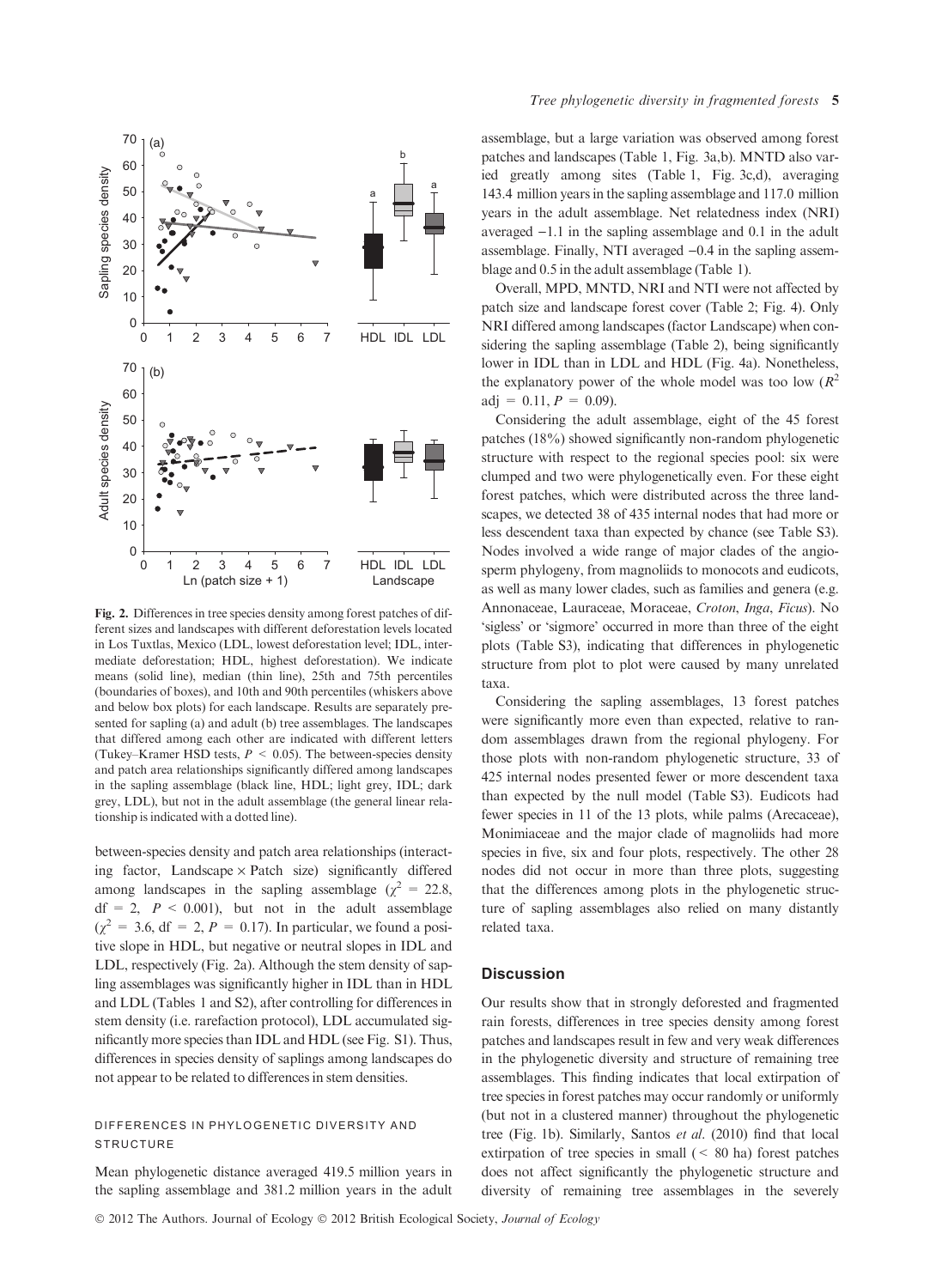**Fig. 2.** Differences in tree species density among forest patches of different sizes and landscapes with different deforestation levels located in Los Tuxtlas, Mexico (LDL, lowest deforestation level; IDL, intermediate deforestation; HDL, highest deforestation). We indicate means (solid line), median (thin line), 25th and 75th percentiles (boundaries of boxes), and 10th and 90th percentiles (whiskers above and below box plots) for each landscape. Results are separately presented for sapling (a) and adult (b) tree assemblages. The landscapes that differed among each other are indicated with different letters (Tukey–Kramer HSD tests, $P < 0.05$). The between-species density and patch area relationships significantly differed among landscapes in the sapling assemblage (black line, HDL; light grey, IDL; dark grey, LDL), but not in the adult assemblage (the general linear relationship is indicated with a dotted line).

between-species density and patch area relationships (interacting factor, Landscape × Patch size) significantly differed among landscapes in the sapling assemblage ($\chi^2 = 22.8$, df = 2, $P < 0.001$), but not in the adult assemblage ($\chi^2 = 3.6$, df = 2, $P = 0.17$). In particular, we found a positive slope in HDL, but negative or neutral slopes in IDL and LDL, respectively (Fig. 2a). Although the stem density of sapling assemblages was significantly higher in IDL than in HDL and LDL (Tables 1 and S2), after controlling for differences in stem density (i.e. rarefaction protocol), LDL accumulated significantly more species than IDL and HDL (see Fig. S1). Thus, differences in species density of saplings among landscapes do not appear to be related to differences in stem densities.

### DIFFERENCES IN PHYLOGENETIC DIVERSITY AND STRUCTURE

Mean phylogenetic distance averaged 419.5 million years in the sapling assemblage and 381.2 million years in the adult assemblage, but a large variation was observed among forest patches and landscapes (Table 1, Fig. 3a,b). MNTD also varied greatly among sites (Table 1, Fig. 3c,d), averaging 143.4 million years in the sapling assemblage and 117.0 million years in the adult assemblage. Net relatedness index (NRI) averaged −1.1 in the sapling assemblage and 0.1 in the adult assemblage. Finally, NTI averaged −0.4 in the sapling assemblage and 0.5 in the adult assemblage (Table 1).

Overall, MPD, MNTD, NRI and NTI were not affected by patch size and landscape forest cover (Table 2; Fig. 4). Only NRI differed among landscapes (factor Landscape) when considering the sapling assemblage (Table 2), being significantly lower in IDL than in LDL and HDL (Fig. 4a). Nonetheless, the explanatory power of the whole model was too low ($R^2$ adj = 0.11, $P = 0.09$).

Considering the adult assemblage, eight of the 45 forest patches (18%) showed significantly non-random phylogenetic structure with respect to the regional species pool: six were clumped and two were phylogenetically even. For these eight forest patches, which were distributed across the three landscapes, we detected 38 of 435 internal nodes that had more or less descendent taxa than expected by chance (see Table S3). Nodes involved a wide range of major clades of the angiosperm phylogeny, from magnoliids to monocots and eudicots, as well as many lower clades, such as families and genera (e.g. Annonaceae, Lauraceae, Moraceae, *Croton*, *Inga*, *Ficus*). No 'sigless' or 'sigmore' occurred in more than three of the eight plots (Table S3), indicating that differences in phylogenetic structure from plot to plot were caused by many unrelated taxa.

Considering the sapling assemblages, 13 forest patches were significantly more even than expected, relative to random assemblages drawn from the regional phylogeny. For those plots with non-random phylogenetic structure, 33 of 425 internal nodes presented fewer or more descendent taxa than expected by the null model (Table S3). Eudicots had fewer species in 11 of the 13 plots, while palms (Arecaceae), Monimiaceae and the major clade of magnoliids had more species in five, six and four plots, respectively. The other 28 nodes did not occur in more than three plots, suggesting that the differences among plots in the phylogenetic structure of sapling assemblages also relied on many distantly related taxa.

## Discussion

Our results show that in strongly deforested and fragmented rain forests, differences in tree species density among forest patches and landscapes result in few and very weak differences in the phylogenetic diversity and structure of remaining tree assemblages. This finding indicates that local extirpation of tree species in forest patches may occur randomly or uniformly (but not in a clustered manner) throughout the phylogenetic tree (Fig. 1b). Similarly, Santos *et al*. (2010) find that local extirpation of tree species in small (< 80 ha) forest patches does not affect significantly the phylogenetic structure and diversity of remaining tree assemblages in the severely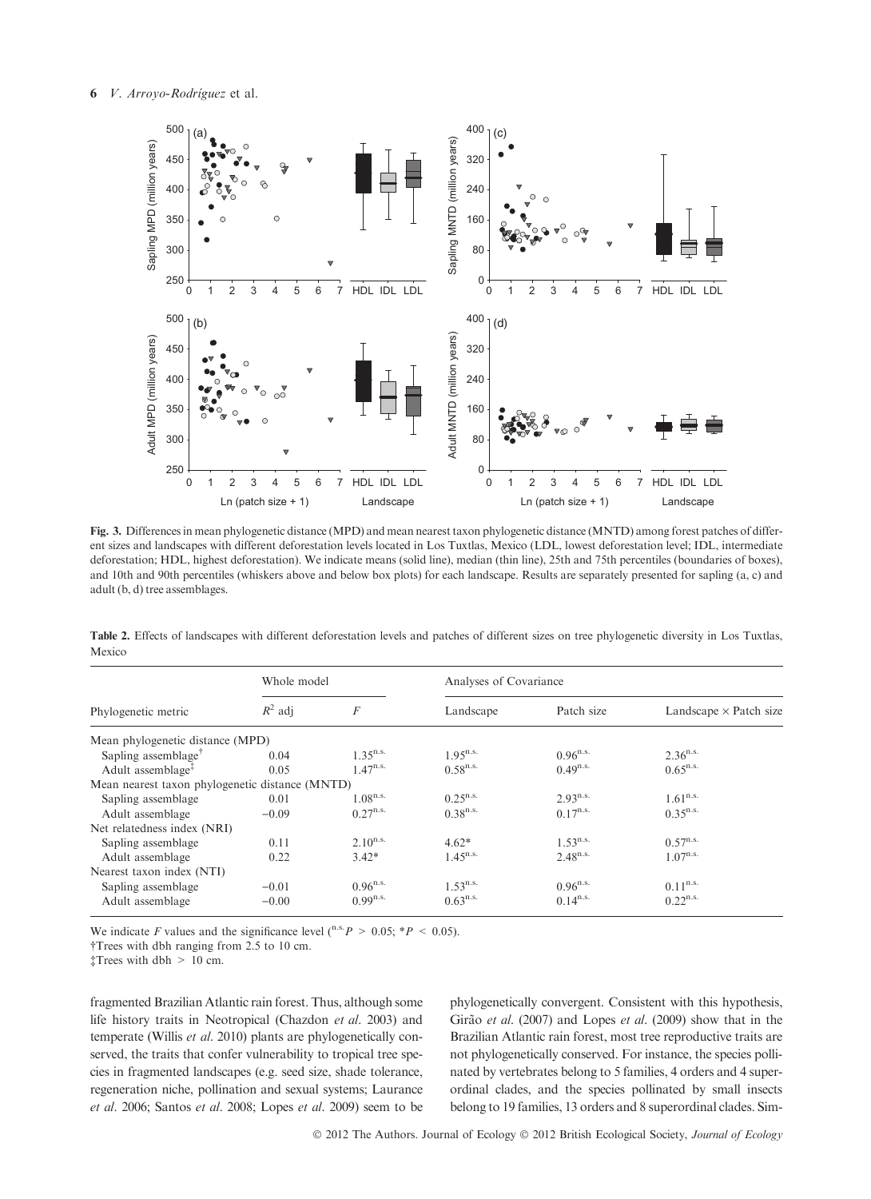**Fig. 3.** Differences in mean phylogenetic distance (MPD) and mean nearest taxon phylogenetic distance (MNTD) among forest patches of different sizes and landscapes with different deforestation levels located in Los Tuxtlas, Mexico (LDL, lowest deforestation level; IDL, intermediate deforestation; HDL, highest deforestation). We indicate means (solid line), median (thin line), 25th and 75th percentiles (boundaries of boxes), and 10th and 90th percentiles (whiskers above and below box plots) for each landscape. Results are separately presented for sapling (a, c) and adult (b, d) tree assemblages.

**Table 2.** Effects of landscapes with different deforestation levels and patches of different sizes on tree phylogenetic diversity in Los Tuxtlas, Mexico

| Phylogenetic metric | Whole model | | Analyses of Covariance | | |
|---|---|---|---|---|---|
| | $R^2$ adj | $F$ | Landscape | Patch size | Landscape × Patch size |
| Mean phylogenetic distance (MPD) | | | | | |
| Sapling assemblage† | 0.04 | $1.35^{n.s.}$ | $1.95^{n.s.}$ | $0.96^{n.s.}$ | $2.36^{n.s.}$ |
| Adult assemblage‡ | 0.05 | $1.47^{n.s.}$ | $0.58^{n.s.}$ | $0.49^{n.s.}$ | $0.65^{n.s.}$ |
| Mean nearest taxon phylogenetic distance (MNTD) | | | | | |
| Sapling assemblage | 0.01 | $1.08^{n.s.}$ | $0.25^{n.s.}$ | $2.93^{n.s.}$ | $1.61^{n.s.}$ |
| Adult assemblage | −0.09 | $0.27^{n.s.}$ | $0.38^{n.s.}$ | $0.17^{n.s.}$ | $0.35^{n.s.}$ |
| Net relatedness index (NRI) | | | | | |
| Sapling assemblage | 0.11 | $2.10^{n.s.}$ | 4.62* | $1.53^{n.s.}$ | $0.57^{n.s.}$ |
| Adult assemblage | 0.22 | 3.42* | $1.45^{n.s.}$ | $2.48^{n.s.}$ | $1.07^{n.s.}$ |
| Nearest taxon index (NTI) | | | | | |
| Sapling assemblage | −0.01 | $0.96^{n.s.}$ | $1.53^{n.s.}$ | $0.96^{n.s.}$ | $0.11^{n.s.}$ |
| Adult assemblage | −0.00 | $0.99^{n.s.}$ | $0.63^{n.s.}$ | $0.14^{n.s.}$ | $0.22^{n.s.}$ |

We indicate $F$ values and the significance level ($^{n.s.}P > 0.05$; $^{*}P < 0.05$).

†Trees with dbh ranging from 2.5 to 10 cm.

‡Trees with dbh > 10 cm.

fragmented Brazilian Atlantic rain forest. Thus, although some life history traits in Neotropical (Chazdon *et al.* 2003) and temperate (Willis *et al.* 2010) plants are phylogenetically conserved, the traits that confer vulnerability to tropical tree species in fragmented landscapes (e.g. seed size, shade tolerance, regeneration niche, pollination and sexual systems; Laurance *et al.* 2006; Santos *et al.* 2008; Lopes *et al.* 2009) seem to be phylogenetically convergent. Consistent with this hypothesis, Girão *et al.* (2007) and Lopes *et al.* (2009) show that in the Brazilian Atlantic rain forest, most tree reproductive traits are not phylogenetically conserved. For instance, the species pollinated by vertebrates belong to 5 families, 4 orders and 4 superordinal clades, and the species pollinated by small insects belong to 19 families, 13 orders and 8 superordinal clades. Sim-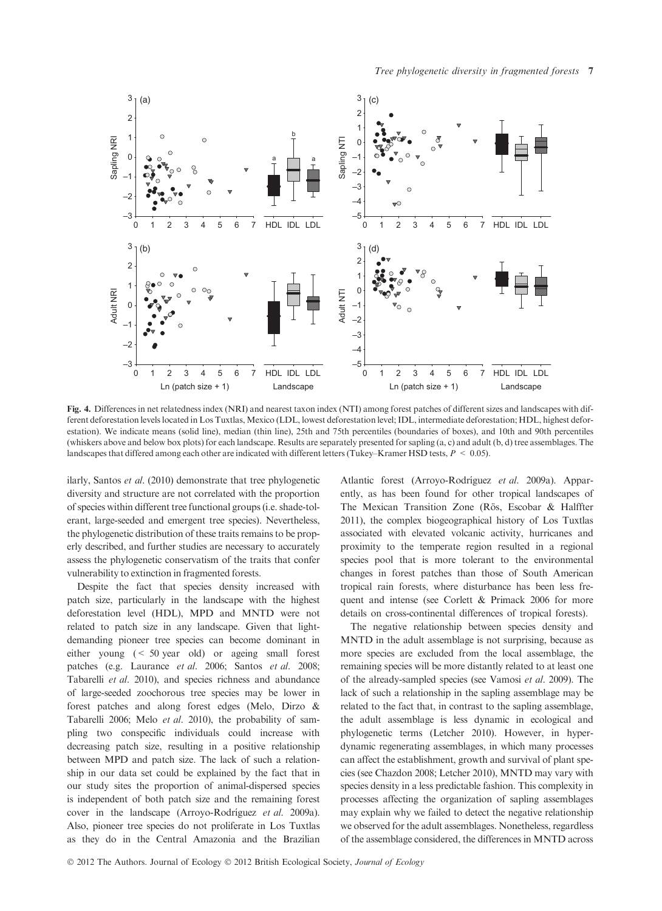Fig. 4. Differences in net relatedness index (NRI) and nearest taxon index (NTI) among forest patches of different sizes and landscapes with different deforestation levels located in Los Tuxtlas, Mexico (LDL, lowest deforestation level; IDL, intermediate deforestation; HDL, highest deforestation). We indicate means (solid line), median (thin line), 25th and 75th percentiles (boundaries of boxes), and 10th and 90th percentiles (whiskers above and below box plots) for each landscape. Results are separately presented for sapling (a, c) and adult (b, d) tree assemblages. The landscapes that differed among each other are indicated with different letters (Tukey–Kramer HSD tests, $P < 0.05$).

ilarly, Santos *et al.* (2010) demonstrate that tree phylogenetic diversity and structure are not correlated with the proportion of species within different tree functional groups (i.e. shade-tolerant, large-seeded and emergent tree species). Nevertheless, the phylogenetic distribution of these traits remains to be properly described, and further studies are necessary to accurately assess the phylogenetic conservatism of the traits that confer vulnerability to extinction in fragmented forests.

Despite the fact that species density increased with patch size, particularly in the landscape with the highest deforestation level (HDL), MPD and MNTD were not related to patch size in any landscape. Given that light-demanding pioneer tree species can become dominant in either young (< 50 year old) or ageing small forest patches (e.g. Laurance *et al.* 2006; Santos *et al.* 2008; Tabarelli *et al.* 2010), and species richness and abundance of large-seeded zoochorous tree species may be lower in forest patches and along forest edges (Melo, Dirzo & Tabarelli 2006; Melo *et al.* 2010), the probability of sampling two conspecific individuals could increase with decreasing patch size, resulting in a positive relationship between MPD and patch size. The lack of such a relationship in our data set could be explained by the fact that in our study sites the proportion of animal-dispersed species is independent of both patch size and the remaining forest cover in the landscape (Arroyo-Rodríguez *et al.* 2009a). Also, pioneer tree species do not proliferate in Los Tuxtlas as they do in the Central Amazonia and the Brazilian Atlantic forest (Arroyo-Rodríguez *et al.* 2009a). Apparently, as has been found for other tropical landscapes of The Mexican Transition Zone (Rös, Escobar & Halffter 2011), the complex biogeographical history of Los Tuxtlas associated with elevated volcanic activity, hurricanes and proximity to the temperate region resulted in a regional species pool that is more tolerant to the environmental changes in forest patches than those of South American tropical rain forests, where disturbance has been less frequent and intense (see Corlett & Primack 2006 for more details on cross-continental differences of tropical forests).

The negative relationship between species density and MNTD in the adult assemblage is not surprising, because as more species are excluded from the local assemblage, the remaining species will be more distantly related to at least one of the already-sampled species (see Vamosi *et al.* 2009). The lack of such a relationship in the sapling assemblage may be related to the fact that, in contrast to the sapling assemblage, the adult assemblage is less dynamic in ecological and phylogenetic terms (Letcher 2010). However, in hyper-dynamic regenerating assemblages, in which many processes can affect the establishment, growth and survival of plant species (see Chazdon 2008; Letcher 2010), MNTD may vary with species density in a less predictable fashion. This complexity in processes affecting the organization of sapling assemblages may explain why we failed to detect the negative relationship we observed for the adult assemblages. Nonetheless, regardless of the assemblage considered, the differences in MNTD across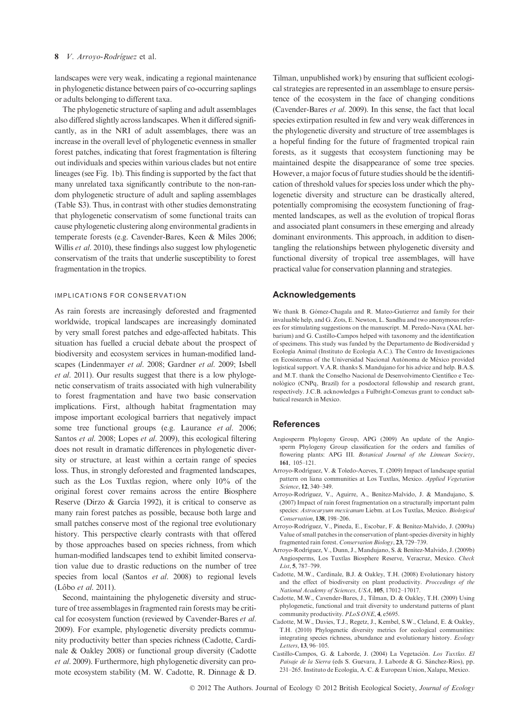landscapes were very weak, indicating a regional maintenance in phylogenetic distance between pairs of co-occurring saplings or adults belonging to different taxa.

The phylogenetic structure of sapling and adult assemblages also differed slightly across landscapes. When it differed significantly, as in the NRI of adult assemblages, there was an increase in the overall level of phylogenetic evenness in smaller forest patches, indicating that forest fragmentation is filtering out individuals and species within various clades but not entire lineages (see Fig. 1b). This finding is supported by the fact that many unrelated taxa significantly contribute to the non-random phylogenetic structure of adult and sapling assemblages (Table S3). Thus, in contrast with other studies demonstrating that phylogenetic conservatism of some functional traits can cause phylogenetic clustering along environmental gradients in temperate forests (e.g. Cavender-Bares, Keen & Miles 2006; Willis *et al*. 2010), these findings also suggest low phylogenetic conservatism of the traits that underlie susceptibility to forest fragmentation in the tropics.

### IMPLICATIONS FOR CONSERVATION

As rain forests are increasingly deforested and fragmented worldwide, tropical landscapes are increasingly dominated by very small forest patches and edge-affected habitats. This situation has fuelled a crucial debate about the prospect of biodiversity and ecosystem services in human-modified landscapes (Lindenmayer *et al*. 2008; Gardner *et al*. 2009; Isbell *et al*. 2011). Our results suggest that there is a low phylogenetic conservatism of traits associated with high vulnerability to forest fragmentation and have two basic conservation implications. First, although habitat fragmentation may impose important ecological barriers that negatively impact some tree functional groups (e.g. Laurance *et al*. 2006; Santos *et al*. 2008; Lopes *et al*. 2009), this ecological filtering does not result in dramatic differences in phylogenetic diversity or structure, at least within a certain range of species loss. Thus, in strongly deforested and fragmented landscapes, such as the Los Tuxtlas region, where only 10% of the original forest cover remains across the entire Biosphere Reserve (Dirzo & García 1992), it is critical to conserve as many rain forest patches as possible, because both large and small patches conserve most of the regional tree evolutionary history. This perspective clearly contrasts with that offered by those approaches based on species richness, from which human-modified landscapes tend to exhibit limited conservation value due to drastic reductions on the number of tree species from local (Santos *et al*. 2008) to regional levels (Lôbo *et al*. 2011).

Second, maintaining the phylogenetic diversity and structure of tree assemblages in fragmented rain forests may be critical for ecosystem function (reviewed by Cavender-Bares *et al*. 2009). For example, phylogenetic diversity predicts community productivity better than species richness (Cadotte, Cardinale & Oakley 2008) or functional group diversity (Cadotte *et al*. 2009). Furthermore, high phylogenetic diversity can promote ecosystem stability (M. W. Cadotte, R. Dinnage & D. Tilman, unpublished work) by ensuring that sufficient ecological strategies are represented in an assemblage to ensure persistence of the ecosystem in the face of changing conditions (Cavender-Bares *et al*. 2009). In this sense, the fact that local species extirpation resulted in few and very weak differences in the phylogenetic diversity and structure of tree assemblages is a hopeful finding for the future of fragmented tropical rain forests, as it suggests that ecosystem functioning may be maintained despite the disappearance of some tree species. However, a major focus of future studies should be the identification of threshold values for species loss under which the phylogenetic diversity and structure can be drastically altered, potentially compromising the ecosystem functioning of fragmented landscapes, as well as the evolution of tropical floras and associated plant consumers in these emerging and already dominant environments. This approach, in addition to disentangling the relationships between phylogenetic diversity and functional diversity of tropical tree assemblages, will have practical value for conservation planning and strategies.

## Acknowledgements

We thank B. Gómez-Chagala and R. Mateo-Gutierrez and family for their invaluable help, and G. Zots, E. Newton, L. Sandhu and two anonymous referees for stimulating suggestions on the manuscript. M. Peredo-Nava (XAL herbarium) and G. Castillo-Campos helped with taxonomy and the identification of specimens. This study was funded by the Departamento de Biodiversidad y Ecología Animal (Instituto de Ecología A.C.). The Centro de Investigaciones en Ecosistemas of the Universidad Nacional Autónoma de México provided logistical support. V.A.R. thanks S. Mandujano for his advice and help. B.A.S. and M.T. thank the Conselho Nacional de Desenvolvimento Científico e Tecnológico (CNPq, Brazil) for a posdoctoral fellowship and research grant, respectively. J.C.B. acknowledges a Fulbright-Comexus grant to conduct sabbatical research in Mexico.

## References

Angiosperm Phylogeny Group, APG (2009) An update of the Angiosperm Phylogeny Group classification for the orders and families of flowering plants: APG III. *Botanical Journal of the Linnean Society*, **161**, 105–121.

Arroyo-Rodríguez, V. & Toledo-Aceves, T. (2009) Impact of landscape spatial pattern on liana communities at Los Tuxtlas, Mexico. *Applied Vegetation Science*, **12**, 340–349.

Arroyo-Rodríguez, V., Aguirre, A., Benítez-Malvido, J. & Mandujano, S. (2007) Impact of rain forest fragmentation on a structurally important palm species: *Astrocaryum mexicanum* Liebm. at Los Tuxtlas, Mexico. *Biological Conservation*, **138**, 198–206.

Arroyo-Rodríguez, V., Pineda, E., Escobar, F. & Benítez-Malvido, J. (2009a) Value of small patches in the conservation of plant-species diversity in highly fragmented rain forest. *Conservation Biology*, **23**, 729–739.

Arroyo-Rodríguez, V., Dunn, J., Mandujano, S. & Benítez-Malvido, J. (2009b) Angiosperms, Los Tuxtlas Biosphere Reserve, Veracruz, Mexico. *Check List*, **5**, 787–799.

Cadotte, M.W., Cardinale, B.J. & Oakley, T.H. (2008) Evolutionary history and the effect of biodiversity on plant productivity. *Proccedings of the National Academy of Sciences, USA*, **105**, 17012–17017.

Cadotte, M.W., Cavender-Bares, J., Tilman, D. & Oakley, T.H. (2009) Using phylogenetic, functional and trait diversity to understand patterns of plant community productivity. *PLoS ONE*, **4**, e5695.

Cadotte, M.W., Davies, T.J., Regetz, J., Kembel, S.W., Cleland, E. & Oakley, T.H. (2010) Phylogenetic diversity metrics for ecological communities: integrating species richness, abundance and evolutionary history. *Ecology Letters*, **13**, 96–105.

Castillo-Campos, G. & Laborde, J. (2004) La Vegetación. *Los Tuxtlas. El Paisaje de la Sierra* (eds S. Guevara, J. Laborde & G. Sánchez-Ríos), pp. 231–265. Instituto de Ecología, A. C. & European Union, Xalapa, Mexico.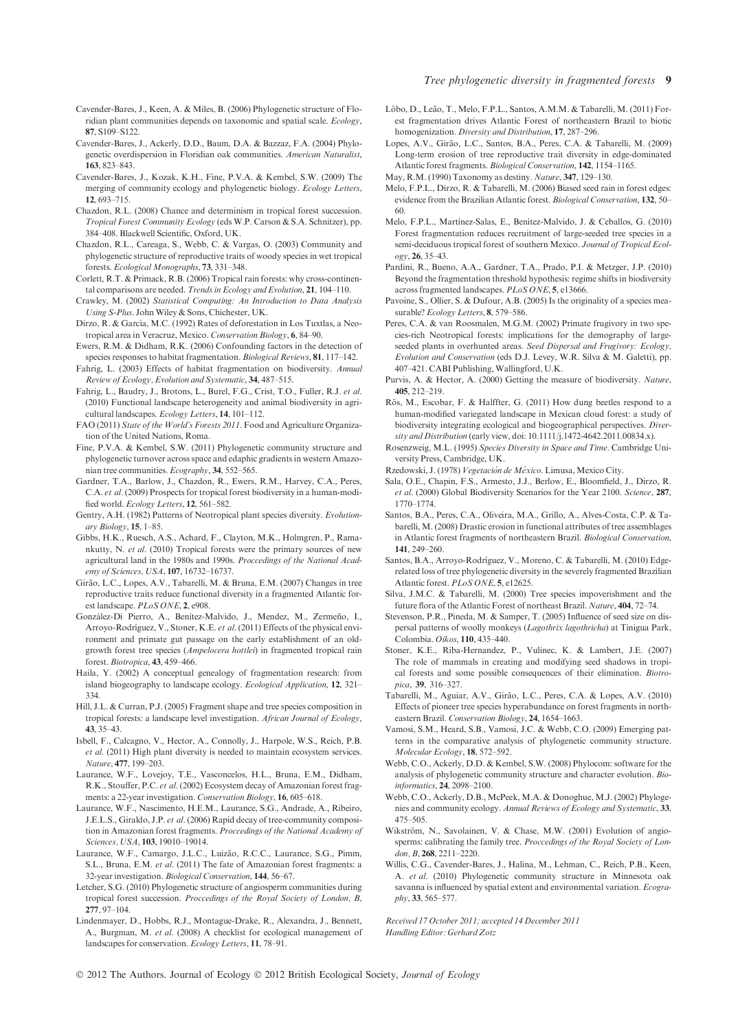Cavender-Bares, J., Keen, A. & Miles, B. (2006) Phylogenetic structure of Floridian plant communities depends on taxonomic and spatial scale. *Ecology*, **87**, S109–S122.

Cavender-Bares, J., Ackerly, D.D., Baum, D.A. & Bazzaz, F.A. (2004) Phylogenetic overdispersion in Floridian oak communities. *American Naturalist*, **163**, 823–843.

Cavender-Bares, J., Kozak, K.H., Fine, P.V.A. & Kembel, S.W. (2009) The merging of community ecology and phylogenetic biology. *Ecology Letters*, **12**, 693–715.

Chazdon, R.L. (2008) Chance and determinism in tropical forest succession. *Tropical Forest Community Ecology* (eds W.P. Carson & S.A. Schnitzer), pp. 384–408. Blackwell Scientific, Oxford, UK.

Chazdon, R.L., Careaga, S., Webb, C. & Vargas, O. (2003) Community and phylogenetic structure of reproductive traits of woody species in wet tropical forests. *Ecological Monographs*, **73**, 331–348.

Corlett, R.T. & Primack, R.B. (2006) Tropical rain forests: why cross-continental comparisons are needed. *Trends in Ecology and Evolution*, **21**, 104–110.

Crawley, M. (2002) *Statistical Computing: An Introduction to Data Analysis Using S-Plus*. John Wiley & Sons, Chichester, UK.

Dirzo, R. & García, M.C. (1992) Rates of deforestation in Los Tuxtlas, a Neotropical area in Veracruz, Mexico. *Conservation Biology*, **6**, 84–90.

Ewers, R.M. & Didham, R.K. (2006) Confounding factors in the detection of species responses to habitat fragmentation. *Biological Reviews*, **81**, 117–142.

Fahrig, L. (2003) Effects of habitat fragmentation on biodiversity. *Annual Review of Ecology, Evolution and Systematic*, **34**, 487–515.

Fahrig, L., Baudry, J., Brotons, L., Burel, F.G., Crist, T.O., Fuller, R.J. *et al.* (2010) Functional landscape heterogeneity and animal biodiversity in agricultural landscapes. *Ecology Letters*, **14**, 101–112.

FAO (2011) *State of the World's Forests 2011*. Food and Agriculture Organization of the United Nations, Roma.

Fine, P.V.A. & Kembel, S.W. (2011) Phylogenetic community structure and phylogenetic turnover across space and edaphic gradients in western Amazonian tree communities. *Ecography*, **34**, 552–565.

Gardner, T.A., Barlow, J., Chazdon, R., Ewers, R.M., Harvey, C.A., Peres, C.A. *et al*. (2009) Prospects for tropical forest biodiversity in a human-modified world. *Ecology Letters*, **12**, 561–582.

Gentry, A.H. (1982) Patterns of Neotropical plant species diversity. *Evolutionary Biology*, **15**, 1–85.

Gibbs, H.K., Ruesch, A.S., Achard, F., Clayton, M.K., Holmgren, P., Ramankutty, N. *et al*. (2010) Tropical forests were the primary sources of new agricultural land in the 1980s and 1990s. *Proccedings of the National Academy of Sciences, USA*, **107**, 16732–16737.

Girão, L.C., Lopes, A.V., Tabarelli, M. & Bruna, E.M. (2007) Changes in tree reproductive traits reduce functional diversity in a fragmented Atlantic forest landscape. *PLoS ONE*, **2**, e908.

González-Di Pierro, A., Benítez-Malvido, J., Mendez, M., Zermeño, I., Arroyo-Rodríguez, V., Stoner, K.E. *et al*. (2011) Effects of the physical environment and primate gut passage on the early establishment of an old-growth forest tree species (*Ampelocera hottlei*) in fragmented tropical rain forest. *Biotropica*, **43**, 459–466.

Haila, Y. (2002) A conceptual genealogy of fragmentation research: from island biogeography to landscape ecology. *Ecological Application*, **12**, 321–334.

Hill, J.L. & Curran, P.J. (2005) Fragment shape and tree species composition in tropical forests: a landscape level investigation. *African Journal of Ecology*, **43**, 35–43.

Isbell, F., Calcagno, V., Hector, A., Connolly, J., Harpole, W.S., Reich, P.B. *et al*. (2011) High plant diversity is needed to maintain ecosystem services. *Nature*, **477**, 199–203.

Laurance, W.F., Lovejoy, T.E., Vasconcelos, H.L., Bruna, E.M., Didham, R.K., Stouffer, P.C. *et al*. (2002) Ecosystem decay of Amazonian forest fragments: a 22-year investigation. *Conservation Biology*, **16**, 605–618.

Laurance, W.F., Nascimento, H.E.M., Laurance, S.G., Andrade, A., Ribeiro, J.E.L.S., Giraldo, J.P. *et al*. (2006) Rapid decay of tree-community composition in Amazonian forest fragments. *Proccedings of the National Academy of Sciences, USA*, **103**, 19010–19014.

Laurance, W.F., Camargo, J.L.C., Luizão, R.C.C., Laurance, S.G., Pimm, S.L., Bruna, E.M. *et al*. (2011) The fate of Amazonian forest fragments: a 32-year investigation. *Biological Conservation*, **144**, 56–67.

Letcher, S.G. (2010) Phylogenetic structure of angiosperm communities during tropical forest succession. *Proccedings of the Royal Society of London, B*, **277**, 97–104.

Lindenmayer, D., Hobbs, R.J., Montague-Drake, R., Alexandra, J., Bennett, A., Burgman, M. *et al*. (2008) A checklist for ecological management of landscapes for conservation. *Ecology Letters*, **11**, 78–91.

Lôbo, D., Leão, T., Melo, F.P.L., Santos, A.M.M. & Tabarelli, M. (2011) Forest fragmentation drives Atlantic Forest of northeastern Brazil to biotic homogenization. *Diversity and Distribution*, **17**, 287–296.

Lopes, A.V., Girão, L.C., Santos, B.A., Peres, C.A. & Tabarelli, M. (2009) Long-term erosion of tree reproductive trait diversity in edge-dominated Atlantic forest fragments. *Biological Conservation*, **142**, 1154–1165.

May, R.M. (1990) Taxonomy as destiny. *Nature*, **347**, 129–130.

Melo, F.P.L., Dirzo, R. & Tabarelli, M. (2006) Biased seed rain in forest edges: evidence from the Brazilian Atlantic forest. *Biological Conservation*, **132**, 50–60.

Melo, F.P.L., Martínez-Salas, E., Benítez-Malvido, J. & Ceballos, G. (2010) Forest fragmentation reduces recruitment of large-seeded tree species in a semi-deciduous tropical forest of southern Mexico. *Journal of Tropical Ecology*, **26**, 35–43.

Pardini, R., Bueno, A.A., Gardner, T.A., Prado, P.I. & Metzger, J.P. (2010) Beyond the fragmentation threshold hypothesis: regime shifts in biodiversity across fragmented landscapes. *PLoS ONE*, **5**, e13666.

Pavoine, S., Ollier, S. & Dufour, A.B. (2005) Is the originality of a species measurable? *Ecology Letters*, **8**, 579–586.

Peres, C.A. & van Roosmalen, M.G.M. (2002) Primate frugivory in two species-rich Neotropical forests: implications for the demography of large-seeded plants in overhunted areas. *Seed Dispersal and Frugivory: Ecology, Evolution and Conservation* (eds D.J. Levey, W.R. Silva & M. Galetti), pp. 407–421. CABI Publishing, Wallingford, U.K.

Purvis, A. & Hector, A. (2000) Getting the measure of biodiversity. *Nature*, **405**, 212–219.

Rös, M., Escobar, F. & Halffter, G. (2011) How dung beetles respond to a human-modified variegated landscape in Mexican cloud forest: a study of biodiversity integrating ecological and biogeographical perspectives. *Diversity and Distribution* (early view, doi: 10.1111/j.1472-4642.2011.00834.x).

Rosenzweig, M.L. (1995) *Species Diversity in Space and Time*. Cambridge University Press, Cambridge, UK.

Rzedowski, J. (1978) *Vegetación de México*. Limusa, Mexico City.

Sala, O.E., Chapin, F.S., Armesto, J.J., Berlow, E., Bloomfield, J., Dirzo, R. *et al*. (2000) Global Biodiversity Scenarios for the Year 2100. *Science*, **287**, 1770–1774.

Santos, B.A., Peres, C.A., Oliveira, M.A., Grillo, A., Alves-Costa, C.P. & Tabarelli, M. (2008) Drastic erosion in functional attributes of tree assemblages in Atlantic forest fragments of northeastern Brazil. *Biological Conservation*, **141**, 249–260.

Santos, B.A., Arroyo-Rodríguez, V., Moreno, C. & Tabarelli, M. (2010) Edge-related loss of tree phylogenetic diversity in the severely fragmented Brazilian Atlantic forest. *PLoS ONE*, **5**, e12625.

Silva, J.M.C. & Tabarelli, M. (2000) Tree species impoverishment and the future flora of the Atlantic Forest of northeast Brazil. *Nature*, **404**, 72–74.

Stevenson, P.R., Pineda, M. & Samper, T. (2005) Influence of seed size on dispersal patterns of woolly monkeys (*Lagothrix lagothricha*) at Tinigua Park, Colombia. *Oikos*, **110**, 435–440.

Stoner, K.E., Riba-Hernandez, P., Vulinec, K. & Lambert, J.E. (2007) The role of mammals in creating and modifying seed shadows in tropical forests and some possible consequences of their elimination. *Biotropica*, **39**, 316–327.

Tabarelli, M., Aguiar, A.V., Girão, L.C., Peres, C.A. & Lopes, A.V. (2010) Effects of pioneer tree species hyperabundance on forest fragments in northeastern Brazil. *Conservation Biology*, **24**, 1654–1663.

Vamosi, S.M., Heard, S.B., Vamosi, J.C. & Webb, C.O. (2009) Emerging patterns in the comparative analysis of phylogenetic community structure. *Molecular Ecology*, **18**, 572–592.

Webb, C.O., Ackerly, D.D. & Kembel, S.W. (2008) Phylocom: software for the analysis of phylogenetic community structure and character evolution. *Bioinformatics*, **24**, 2098–2100.

Webb, C.O., Ackerly, D.B., McPeek, M.A. & Donoghue, M.J. (2002) Phylogenies and community ecology. *Annual Reviews of Ecology and Systematic*, **33**, 475–505.

Wikström, N., Savolainen, V. & Chase, M.W. (2001) Evolution of angiosperms: calibrating the family tree. *Proccedings of the Royal Society of London, B*, **268**, 2211–2220.

Willis, C.G., Cavender-Bares, J., Halina, M., Lehman, C., Reich, P.B., Keen, A. *et al*. (2010) Phylogenetic community structure in Minnesota oak savanna is influenced by spatial extent and environmental variation. *Ecography*, **33**, 565–577.

*Received 17 October 2011; accepted 14 December 2011*
*Handling Editor: Gerhard Zotz*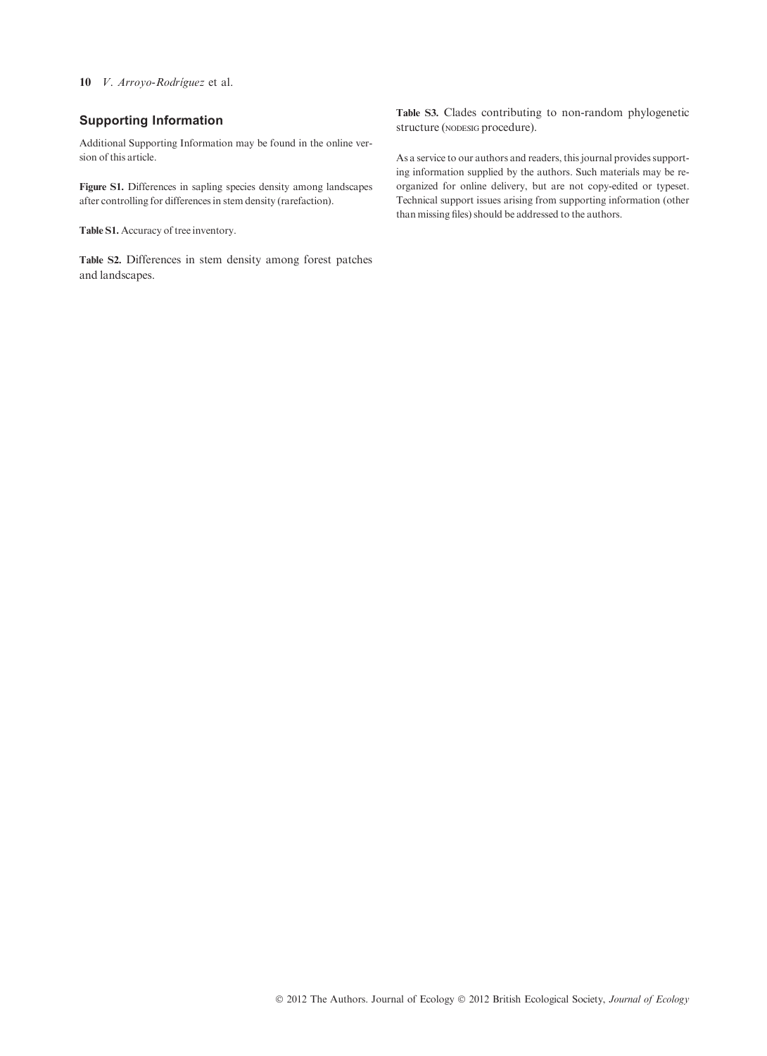## Supporting Information

Additional Supporting Information may be found in the online version of this article.

**Figure S1.** Differences in sapling species density among landscapes after controlling for differences in stem density (rarefaction).

**Table S1.** Accuracy of tree inventory.

**Table S2.** Differences in stem density among forest patches and landscapes.

**Table S3.** Clades contributing to non-random phylogenetic structure (NODESIG procedure).

As a service to our authors and readers, this journal provides supporting information supplied by the authors. Such materials may be re-organized for online delivery, but are not copy-edited or typeset. Technical support issues arising from supporting information (other than missing files) should be addressed to the authors.